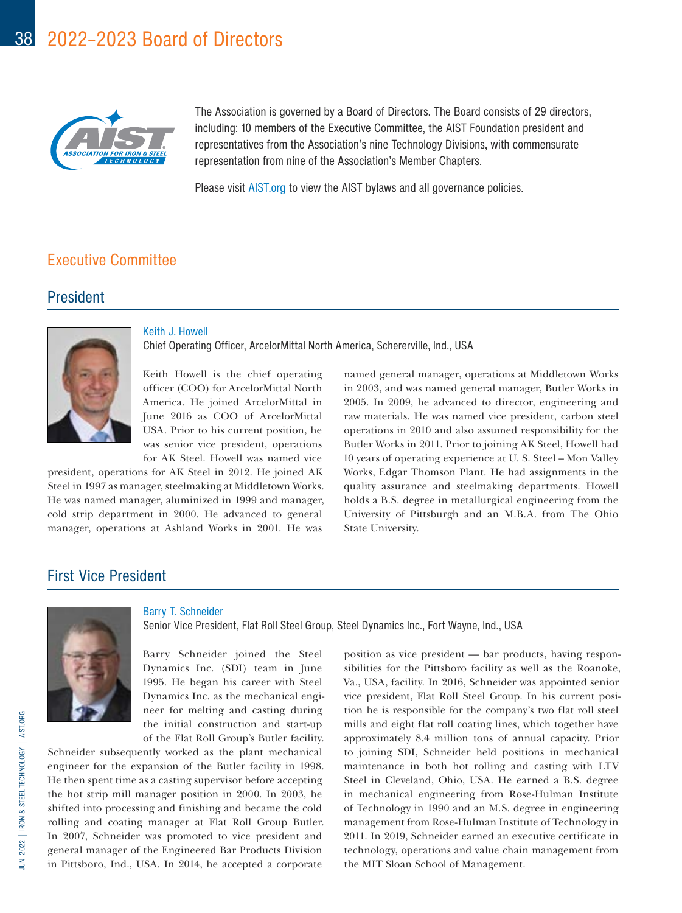# 2022–2023 Board of Directors

The Association is governed by a Board of Directors. The Board consists of 29 directors, including: 10 members of the Executive Committee, the AIST Foundation president and representatives from the Association's nine Technology Divisions, with commensurate representation from nine of the Association's Member Chapters.

Please visit AIST.org to view the AIST bylaws and all governance policies.

## Executive Committee

### President

**Keith J. Howell**
Chief Operating Officer, ArcelorMittal North America, Schererville, Ind., USA

Keith Howell is the chief operating officer (COO) for ArcelorMittal North America. He joined ArcelorMittal in June 2016 as COO of ArcelorMittal USA. Prior to his current position, he was senior vice president, operations for AK Steel. Howell was named vice president, operations for AK Steel in 2012. He joined AK Steel in 1997 as manager, steelmaking at Middletown Works. He was named manager, aluminized in 1999 and manager, cold strip department in 2000. He advanced to general manager, operations at Ashland Works in 2001. He was named general manager, operations at Middletown Works in 2003, and was named general manager, Butler Works in 2005. In 2009, he advanced to director, engineering and raw materials. He was named vice president, carbon steel operations in 2010 and also assumed responsibility for the Butler Works in 2011. Prior to joining AK Steel, Howell had 10 years of operating experience at U. S. Steel – Mon Valley Works, Edgar Thomson Plant. He had assignments in the quality assurance and steelmaking departments. Howell holds a B.S. degree in metallurgical engineering from the University of Pittsburgh and an M.B.A. from The Ohio State University.

### First Vice President

**Barry T. Schneider**
Senior Vice President, Flat Roll Steel Group, Steel Dynamics Inc., Fort Wayne, Ind., USA

Barry Schneider joined the Steel Dynamics Inc. (SDI) team in June 1995. He began his career with Steel Dynamics Inc. as the mechanical engineer for melting and casting during the initial construction and start-up of the Flat Roll Group's Butler facility. Schneider subsequently worked as the plant mechanical engineer for the expansion of the Butler facility in 1998. He then spent time as a casting supervisor before accepting the hot strip mill manager position in 2000. In 2003, he shifted into processing and finishing and became the cold rolling and coating manager at Flat Roll Group Butler. In 2007, Schneider was promoted to vice president and general manager of the Engineered Bar Products Division in Pittsboro, Ind., USA. In 2014, he accepted a corporate position as vice president — bar products, having responsibilities for the Pittsboro facility as well as the Roanoke, Va., USA, facility. In 2016, Schneider was appointed senior vice president, Flat Roll Steel Group. In his current position he is responsible for the company's two flat roll steel mills and eight flat roll coating lines, which together have approximately 8.4 million tons of annual capacity. Prior to joining SDI, Schneider held positions in mechanical maintenance in both hot rolling and casting with LTV Steel in Cleveland, Ohio, USA. He earned a B.S. degree in mechanical engineering from Rose-Hulman Institute of Technology in 1990 and an M.S. degree in engineering management from Rose-Hulman Institute of Technology in 2011. In 2019, Schneider earned an executive certificate in technology, operations and value chain management from the MIT Sloan School of Management.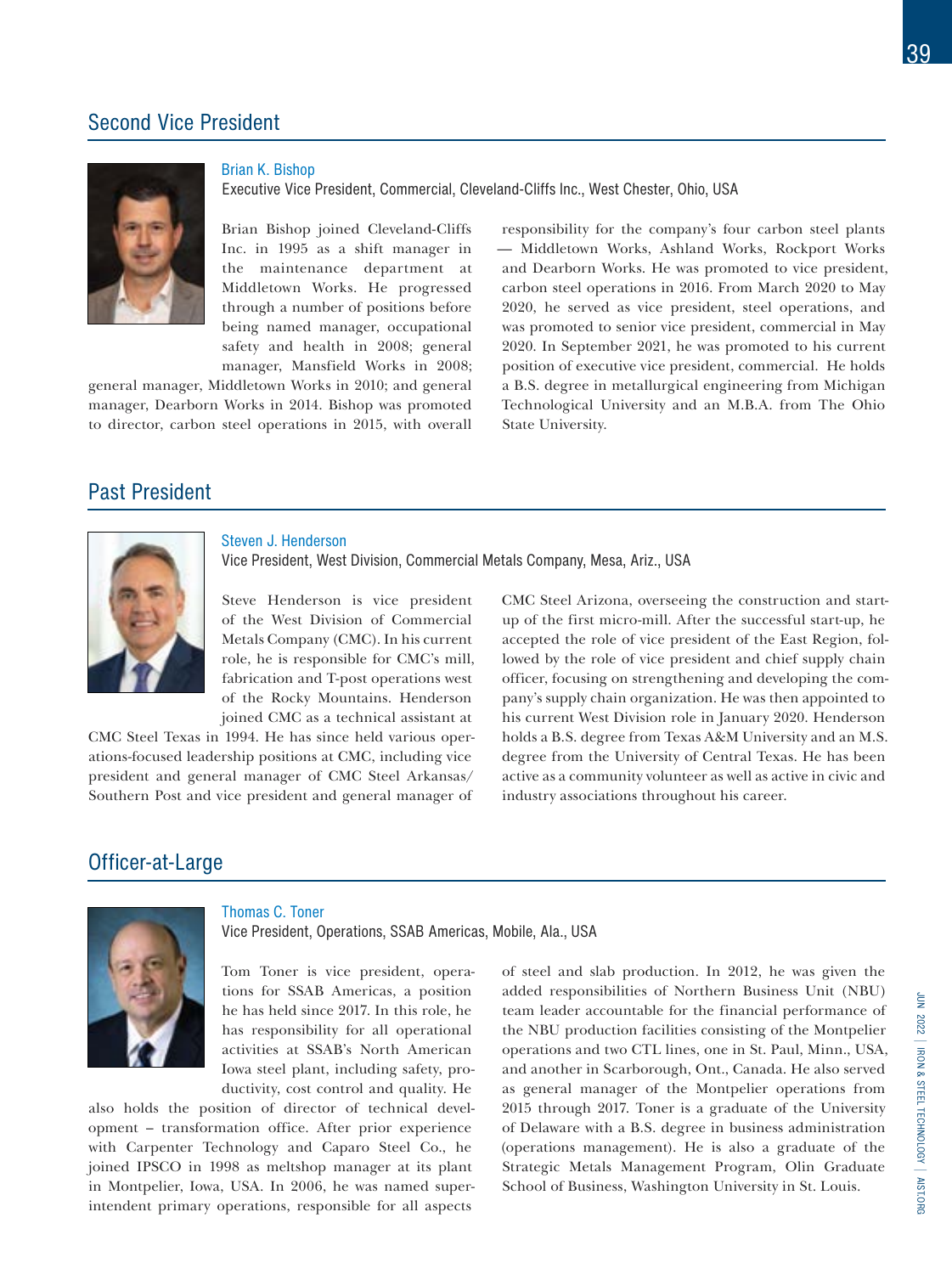## Second Vice President

### Brian K. Bishop

Executive Vice President, Commercial, Cleveland-Cliffs Inc., West Chester, Ohio, USA

Brian Bishop joined Cleveland-Cliffs Inc. in 1995 as a shift manager in the maintenance department at Middletown Works. He progressed through a number of positions before being named manager, occupational safety and health in 2008; general manager, Mansfield Works in 2008; general manager, Middletown Works in 2010; and general manager, Dearborn Works in 2014. Bishop was promoted to director, carbon steel operations in 2015, with overall responsibility for the company's four carbon steel plants — Middletown Works, Ashland Works, Rockport Works and Dearborn Works. He was promoted to vice president, carbon steel operations in 2016. From March 2020 to May 2020, he served as vice president, steel operations, and was promoted to senior vice president, commercial in May 2020. In September 2021, he was promoted to his current position of executive vice president, commercial. He holds a B.S. degree in metallurgical engineering from Michigan Technological University and an M.B.A. from The Ohio State University.

## Past President

### Steven J. Henderson

Vice President, West Division, Commercial Metals Company, Mesa, Ariz., USA

Steve Henderson is vice president of the West Division of Commercial Metals Company (CMC). In his current role, he is responsible for CMC's mill, fabrication and T-post operations west of the Rocky Mountains. Henderson joined CMC as a technical assistant at CMC Steel Texas in 1994. He has since held various operations-focused leadership positions at CMC, including vice president and general manager of CMC Steel Arkansas/Southern Post and vice president and general manager of CMC Steel Arizona, overseeing the construction and start-up of the first micro-mill. After the successful start-up, he accepted the role of vice president of the East Region, followed by the role of vice president and chief supply chain officer, focusing on strengthening and developing the company's supply chain organization. He was then appointed to his current West Division role in January 2020. Henderson holds a B.S. degree from Texas A&M University and an M.S. degree from the University of Central Texas. He has been active as a community volunteer as well as active in civic and industry associations throughout his career.

## Officer-at-Large

### Thomas C. Toner

Vice President, Operations, SSAB Americas, Mobile, Ala., USA

Tom Toner is vice president, operations for SSAB Americas, a position he has held since 2017. In this role, he has responsibility for all operational activities at SSAB's North American Iowa steel plant, including safety, productivity, cost control and quality. He also holds the position of director of technical development – transformation office. After prior experience with Carpenter Technology and Caparo Steel Co., he joined IPSCO in 1998 as meltshop manager at its plant in Montpelier, Iowa, USA. In 2006, he was named superintendent primary operations, responsible for all aspects of steel and slab production. In 2012, he was given the added responsibilities of Northern Business Unit (NBU) team leader accountable for the financial performance of the NBU production facilities consisting of the Montpelier operations and two CTL lines, one in St. Paul, Minn., USA, and another in Scarborough, Ont., Canada. He also served as general manager of the Montpelier operations from 2015 through 2017. Toner is a graduate of the University of Delaware with a B.S. degree in business administration (operations management). He is also a graduate of the Strategic Metals Management Program, Olin Graduate School of Business, Washington University in St. Louis.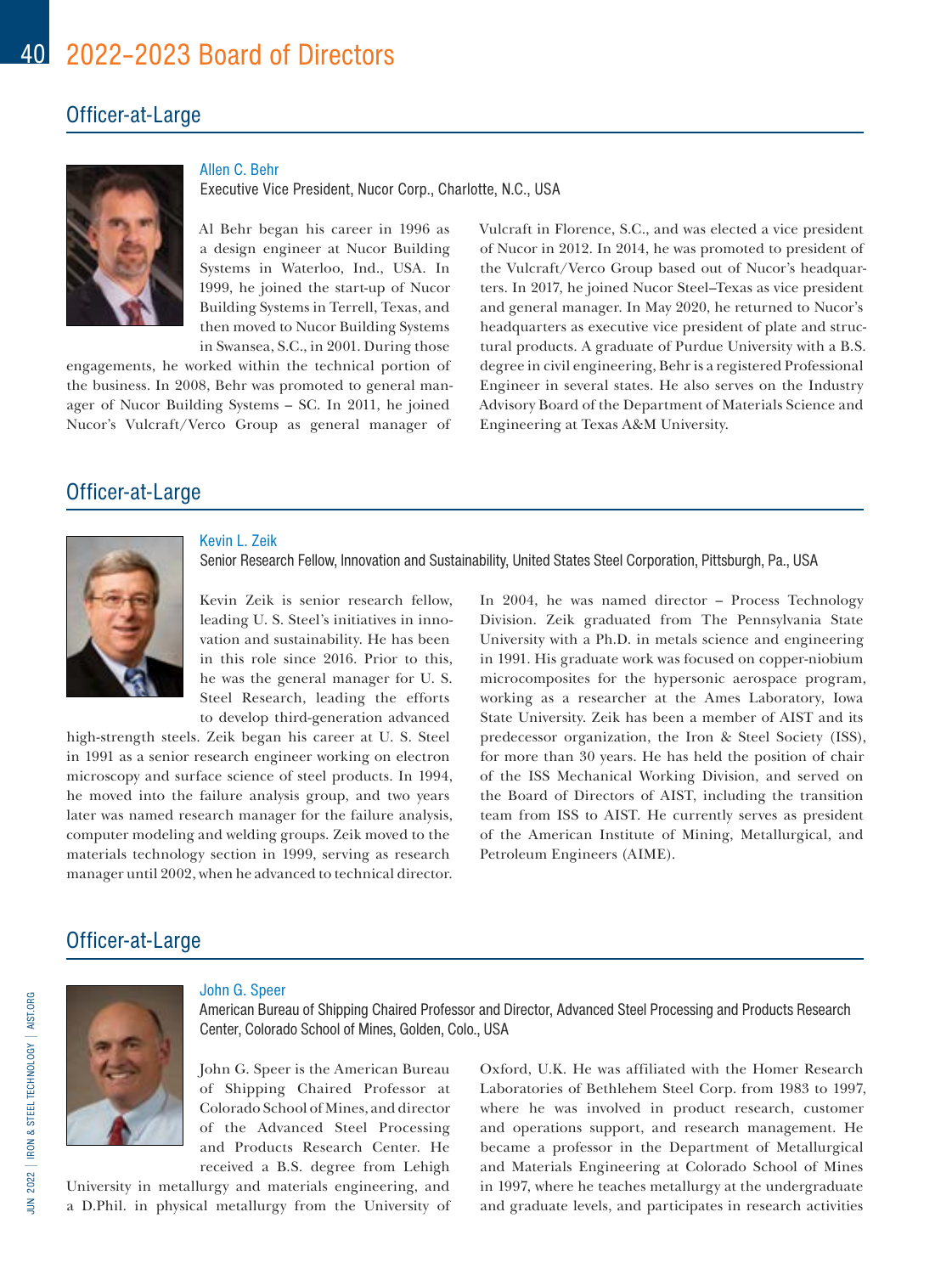# 2022–2023 Board of Directors

## Officer-at-Large

### Allen C. Behr

Executive Vice President, Nucor Corp., Charlotte, N.C., USA

Al Behr began his career in 1996 as a design engineer at Nucor Building Systems in Waterloo, Ind., USA. In 1999, he joined the start-up of Nucor Building Systems in Terrell, Texas, and then moved to Nucor Building Systems in Swansea, S.C., in 2001. During those engagements, he worked within the technical portion of the business. In 2008, Behr was promoted to general manager of Nucor Building Systems – SC. In 2011, he joined Nucor's Vulcraft/Verco Group as general manager of Vulcraft in Florence, S.C., and was elected a vice president of Nucor in 2012. In 2014, he was promoted to president of the Vulcraft/Verco Group based out of Nucor's headquarters. In 2017, he joined Nucor Steel–Texas as vice president and general manager. In May 2020, he returned to Nucor's headquarters as executive vice president of plate and structural products. A graduate of Purdue University with a B.S. degree in civil engineering, Behr is a registered Professional Engineer in several states. He also serves on the Industry Advisory Board of the Department of Materials Science and Engineering at Texas A&M University.

## Officer-at-Large

### Kevin L. Zeik

Senior Research Fellow, Innovation and Sustainability, United States Steel Corporation, Pittsburgh, Pa., USA

Kevin Zeik is senior research fellow, leading U. S. Steel's initiatives in innovation and sustainability. He has been in this role since 2016. Prior to this, he was the general manager for U. S. Steel Research, leading the efforts to develop third-generation advanced high-strength steels. Zeik began his career at U. S. Steel in 1991 as a senior research engineer working on electron microscopy and surface science of steel products. In 1994, he moved into the failure analysis group, and two years later was named research manager for the failure analysis, computer modeling and welding groups. Zeik moved to the materials technology section in 1999, serving as research manager until 2002, when he advanced to technical director. In 2004, he was named director – Process Technology Division. Zeik graduated from The Pennsylvania State University with a Ph.D. in metals science and engineering in 1991. His graduate work was focused on copper-niobium microcomposites for the hypersonic aerospace program, working as a researcher at the Ames Laboratory, Iowa State University. Zeik has been a member of AIST and its predecessor organization, the Iron & Steel Society (ISS), for more than 30 years. He has held the position of chair of the ISS Mechanical Working Division, and served on the Board of Directors of AIST, including the transition team from ISS to AIST. He currently serves as president of the American Institute of Mining, Metallurgical, and Petroleum Engineers (AIME).

## Officer-at-Large

### John G. Speer

American Bureau of Shipping Chaired Professor and Director, Advanced Steel Processing and Products Research Center, Colorado School of Mines, Golden, Colo., USA

John G. Speer is the American Bureau of Shipping Chaired Professor at Colorado School of Mines, and director of the Advanced Steel Processing and Products Research Center. He received a B.S. degree from Lehigh University in metallurgy and materials engineering, and a D.Phil. in physical metallurgy from the University of Oxford, U.K. He was affiliated with the Homer Research Laboratories of Bethlehem Steel Corp. from 1983 to 1997, where he was involved in product research, customer and operations support, and research management. He became a professor in the Department of Metallurgical and Materials Engineering at Colorado School of Mines in 1997, where he teaches metallurgy at the undergraduate and graduate levels, and participates in research activities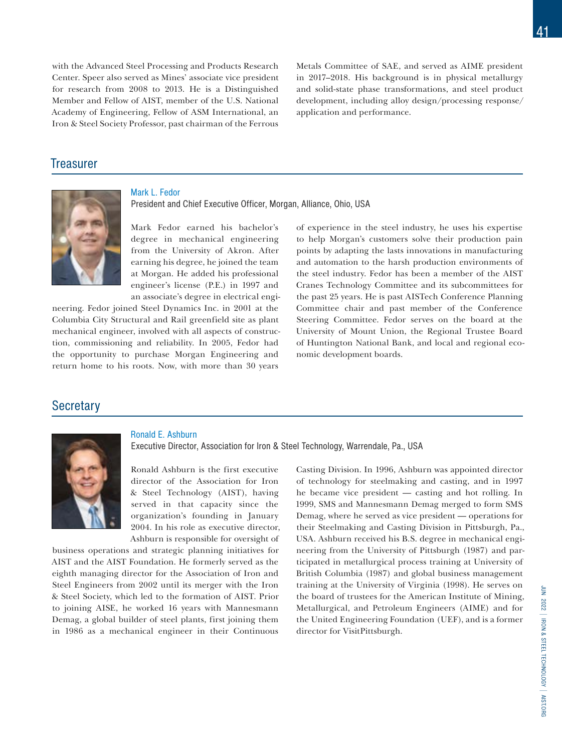with the Advanced Steel Processing and Products Research Center. Speer also served as Mines' associate vice president for research from 2008 to 2013. He is a Distinguished Member and Fellow of AIST, member of the U.S. National Academy of Engineering, Fellow of ASM International, an Iron & Steel Society Professor, past chairman of the Ferrous Metals Committee of SAE, and served as AIME president in 2017–2018. His background is in physical metallurgy and solid-state phase transformations, and steel product development, including alloy design/processing response/application and performance.

## Treasurer

### Mark L. Fedor

President and Chief Executive Officer, Morgan, Alliance, Ohio, USA

Mark Fedor earned his bachelor's degree in mechanical engineering from the University of Akron. After earning his degree, he joined the team at Morgan. He added his professional engineer's license (P.E.) in 1997 and an associate's degree in electrical engineering. Fedor joined Steel Dynamics Inc. in 2001 at the Columbia City Structural and Rail greenfield site as plant mechanical engineer, involved with all aspects of construction, commissioning and reliability. In 2005, Fedor had the opportunity to purchase Morgan Engineering and return home to his roots. Now, with more than 30 years of experience in the steel industry, he uses his expertise to help Morgan's customers solve their production pain points by adapting the lasts innovations in manufacturing and automation to the harsh production environments of the steel industry. Fedor has been a member of the AIST Cranes Technology Committee and its subcommittees for the past 25 years. He is past AISTech Conference Planning Committee chair and past member of the Conference Steering Committee. Fedor serves on the board at the University of Mount Union, the Regional Trustee Board of Huntington National Bank, and local and regional economic development boards.

## Secretary

### Ronald E. Ashburn

Executive Director, Association for Iron & Steel Technology, Warrendale, Pa., USA

Ronald Ashburn is the first executive director of the Association for Iron & Steel Technology (AIST), having served in that capacity since the organization's founding in January 2004. In his role as executive director, Ashburn is responsible for oversight of business operations and strategic planning initiatives for AIST and the AIST Foundation. He formerly served as the eighth managing director for the Association of Iron and Steel Engineers from 2002 until its merger with the Iron & Steel Society, which led to the formation of AIST. Prior to joining AISE, he worked 16 years with Mannesmann Demag, a global builder of steel plants, first joining them in 1986 as a mechanical engineer in their Continuous Casting Division. In 1996, Ashburn was appointed director of technology for steelmaking and casting, and in 1997 he became vice president — casting and hot rolling. In 1999, SMS and Mannesmann Demag merged to form SMS Demag, where he served as vice president — operations for their Steelmaking and Casting Division in Pittsburgh, Pa., USA. Ashburn received his B.S. degree in mechanical engineering from the University of Pittsburgh (1987) and participated in metallurgical process training at University of British Columbia (1987) and global business management training at the University of Virginia (1998). He serves on the board of trustees for the American Institute of Mining, Metallurgical, and Petroleum Engineers (AIME) and for the United Engineering Foundation (UEF), and is a former director for VisitPittsburgh.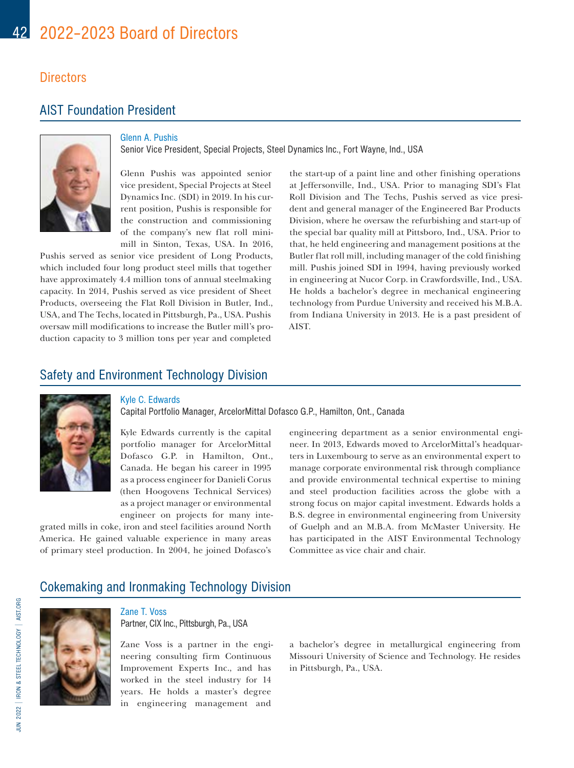# 2022–2023 Board of Directors

## Directors

### AIST Foundation President

**Glenn A. Pushis**
Senior Vice President, Special Projects, Steel Dynamics Inc., Fort Wayne, Ind., USA

Glenn Pushis was appointed senior vice president, Special Projects at Steel Dynamics Inc. (SDI) in 2019. In his current position, Pushis is responsible for the construction and commissioning of the company's new flat roll minimill in Sinton, Texas, USA. In 2016, Pushis served as senior vice president of Long Products, which included four long product steel mills that together have approximately 4.4 million tons of annual steelmaking capacity. In 2014, Pushis served as vice president of Sheet Products, overseeing the Flat Roll Division in Butler, Ind., USA, and The Techs, located in Pittsburgh, Pa., USA. Pushis oversaw mill modifications to increase the Butler mill's production capacity to 3 million tons per year and completed the start-up of a paint line and other finishing operations at Jeffersonville, Ind., USA. Prior to managing SDI's Flat Roll Division and The Techs, Pushis served as vice president and general manager of the Engineered Bar Products Division, where he oversaw the refurbishing and start-up of the special bar quality mill at Pittsboro, Ind., USA. Prior to that, he held engineering and management positions at the Butler flat roll mill, including manager of the cold finishing mill. Pushis joined SDI in 1994, having previously worked in engineering at Nucor Corp. in Crawfordsville, Ind., USA. He holds a bachelor's degree in mechanical engineering technology from Purdue University and received his M.B.A. from Indiana University in 2013. He is a past president of AIST.

### Safety and Environment Technology Division

**Kyle C. Edwards**
Capital Portfolio Manager, ArcelorMittal Dofasco G.P., Hamilton, Ont., Canada

Kyle Edwards currently is the capital portfolio manager for ArcelorMittal Dofasco G.P. in Hamilton, Ont., Canada. He began his career in 1995 as a process engineer for Danieli Corus (then Hoogovens Technical Services) as a project manager or environmental engineer on projects for many integrated mills in coke, iron and steel facilities around North America. He gained valuable experience in many areas of primary steel production. In 2004, he joined Dofasco's engineering department as a senior environmental engineer. In 2013, Edwards moved to ArcelorMittal's headquarters in Luxembourg to serve as an environmental expert to manage corporate environmental risk through compliance and provide environmental technical expertise to mining and steel production facilities across the globe with a strong focus on major capital investment. Edwards holds a B.S. degree in environmental engineering from University of Guelph and an M.B.A. from McMaster University. He has participated in the AIST Environmental Technology Committee as vice chair and chair.

### Cokemaking and Ironmaking Technology Division

**Zane T. Voss**
Partner, CIX Inc., Pittsburgh, Pa., USA

Zane Voss is a partner in the engineering consulting firm Continuous Improvement Experts Inc., and has worked in the steel industry for 14 years. He holds a master's degree in engineering management and a bachelor's degree in metallurgical engineering from Missouri University of Science and Technology. He resides in Pittsburgh, Pa., USA.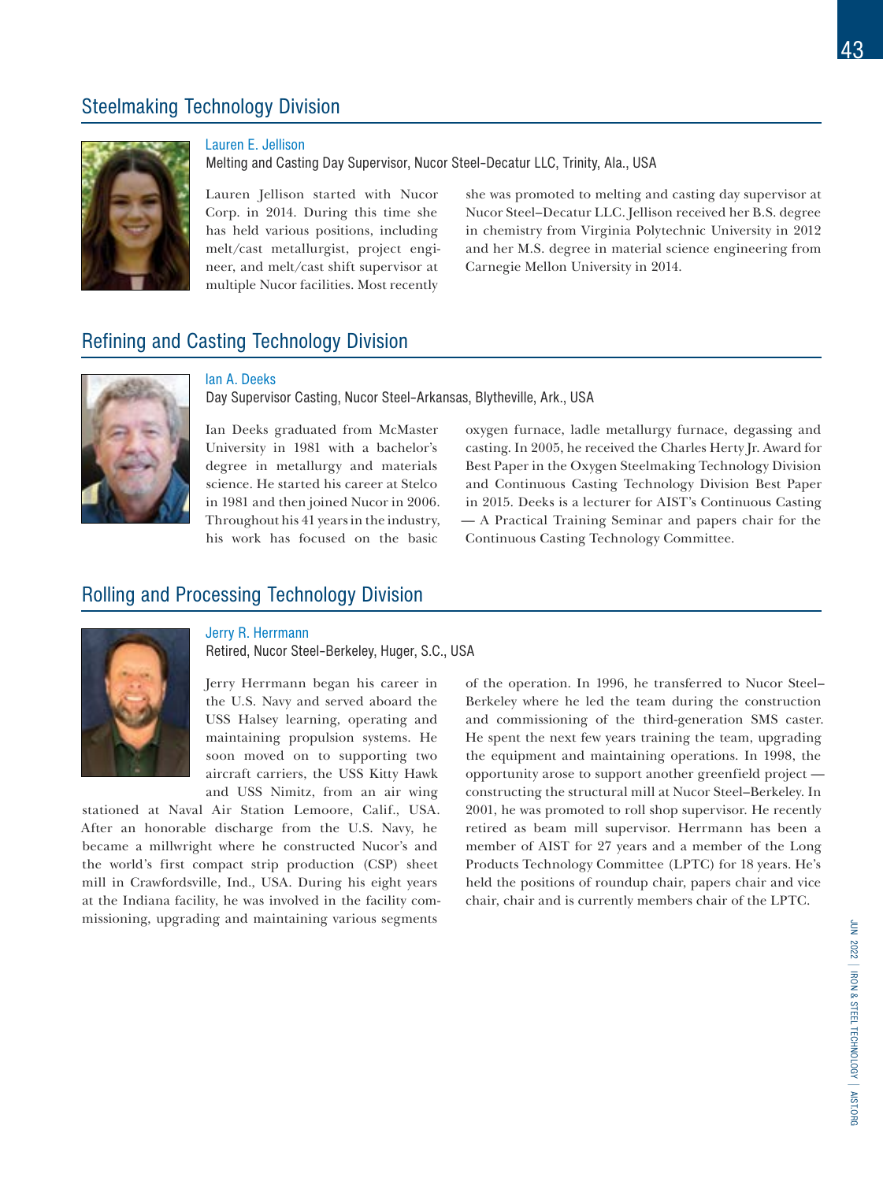## Steelmaking Technology Division

### Lauren E. Jellison

Melting and Casting Day Supervisor, Nucor Steel–Decatur LLC, Trinity, Ala., USA

Lauren Jellison started with Nucor Corp. in 2014. During this time she has held various positions, including melt/cast metallurgist, project engineer, and melt/cast shift supervisor at multiple Nucor facilities. Most recently she was promoted to melting and casting day supervisor at Nucor Steel–Decatur LLC. Jellison received her B.S. degree in chemistry from Virginia Polytechnic University in 2012 and her M.S. degree in material science engineering from Carnegie Mellon University in 2014.

## Refining and Casting Technology Division

### Ian A. Deeks

Day Supervisor Casting, Nucor Steel–Arkansas, Blytheville, Ark., USA

Ian Deeks graduated from McMaster University in 1981 with a bachelor's degree in metallurgy and materials science. He started his career at Stelco in 1981 and then joined Nucor in 2006. Throughout his 41 years in the industry, his work has focused on the basic oxygen furnace, ladle metallurgy furnace, degassing and casting. In 2005, he received the Charles Herty Jr. Award for Best Paper in the Oxygen Steelmaking Technology Division and Continuous Casting Technology Division Best Paper in 2015. Deeks is a lecturer for AIST's Continuous Casting — A Practical Training Seminar and papers chair for the Continuous Casting Technology Committee.

## Rolling and Processing Technology Division

### Jerry R. Herrmann

Retired, Nucor Steel–Berkeley, Huger, S.C., USA

Jerry Herrmann began his career in the U.S. Navy and served aboard the USS Halsey learning, operating and maintaining propulsion systems. He soon moved on to supporting two aircraft carriers, the USS Kitty Hawk and USS Nimitz, from an air wing stationed at Naval Air Station Lemoore, Calif., USA. After an honorable discharge from the U.S. Navy, he became a millwright where he constructed Nucor's and the world's first compact strip production (CSP) sheet mill in Crawfordsville, Ind., USA. During his eight years at the Indiana facility, he was involved in the facility commissioning, upgrading and maintaining various segments of the operation. In 1996, he transferred to Nucor Steel–Berkeley where he led the team during the construction and commissioning of the third-generation SMS caster. He spent the next few years training the team, upgrading the equipment and maintaining operations. In 1998, the opportunity arose to support another greenfield project — constructing the structural mill at Nucor Steel–Berkeley. In 2001, he was promoted to roll shop supervisor. He recently retired as beam mill supervisor. Herrmann has been a member of AIST for 27 years and a member of the Long Products Technology Committee (LPTC) for 18 years. He's held the positions of roundup chair, papers chair and vice chair, chair and is currently members chair of the LPTC.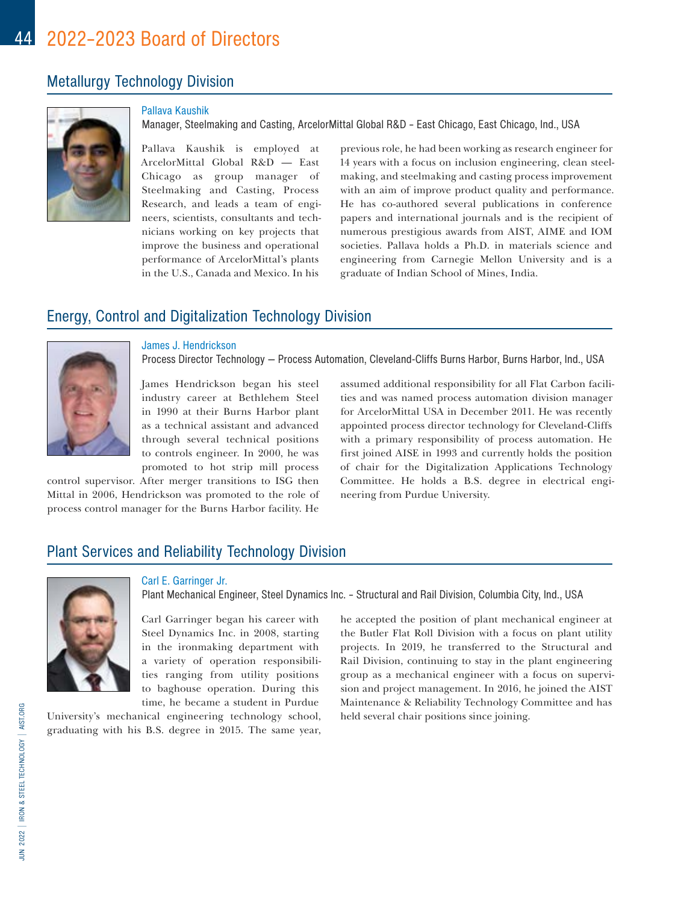# 2022–2023 Board of Directors

## Metallurgy Technology Division

### Pallava Kaushik

Manager, Steelmaking and Casting, ArcelorMittal Global R&D – East Chicago, East Chicago, Ind., USA

Pallava Kaushik is employed at ArcelorMittal Global R&D — East Chicago as group manager of Steelmaking and Casting, Process Research, and leads a team of engineers, scientists, consultants and technicians working on key projects that improve the business and operational performance of ArcelorMittal's plants in the U.S., Canada and Mexico. In his previous role, he had been working as research engineer for 14 years with a focus on inclusion engineering, clean steelmaking, and steelmaking and casting process improvement with an aim of improve product quality and performance. He has co-authored several publications in conference papers and international journals and is the recipient of numerous prestigious awards from AIST, AIME and IOM societies. Pallava holds a Ph.D. in materials science and engineering from Carnegie Mellon University and is a graduate of Indian School of Mines, India.

## Energy, Control and Digitalization Technology Division

### James J. Hendrickson

Process Director Technology — Process Automation, Cleveland-Cliffs Burns Harbor, Burns Harbor, Ind., USA

James Hendrickson began his steel industry career at Bethlehem Steel in 1990 at their Burns Harbor plant as a technical assistant and advanced through several technical positions to controls engineer. In 2000, he was promoted to hot strip mill process control supervisor. After merger transitions to ISG then Mittal in 2006, Hendrickson was promoted to the role of process control manager for the Burns Harbor facility. He assumed additional responsibility for all Flat Carbon facilities and was named process automation division manager for ArcelorMittal USA in December 2011. He was recently appointed process director technology for Cleveland-Cliffs with a primary responsibility of process automation. He first joined AISE in 1993 and currently holds the position of chair for the Digitalization Applications Technology Committee. He holds a B.S. degree in electrical engineering from Purdue University.

## Plant Services and Reliability Technology Division

### Carl E. Garringer Jr.

Plant Mechanical Engineer, Steel Dynamics Inc. – Structural and Rail Division, Columbia City, Ind., USA

Carl Garringer began his career with Steel Dynamics Inc. in 2008, starting in the ironmaking department with a variety of operation responsibilities ranging from utility positions to baghouse operation. During this time, he became a student in Purdue University's mechanical engineering technology school, graduating with his B.S. degree in 2015. The same year, he accepted the position of plant mechanical engineer at the Butler Flat Roll Division with a focus on plant utility projects. In 2019, he transferred to the Structural and Rail Division, continuing to stay in the plant engineering group as a mechanical engineer with a focus on supervision and project management. In 2016, he joined the AIST Maintenance & Reliability Technology Committee and has held several chair positions since joining.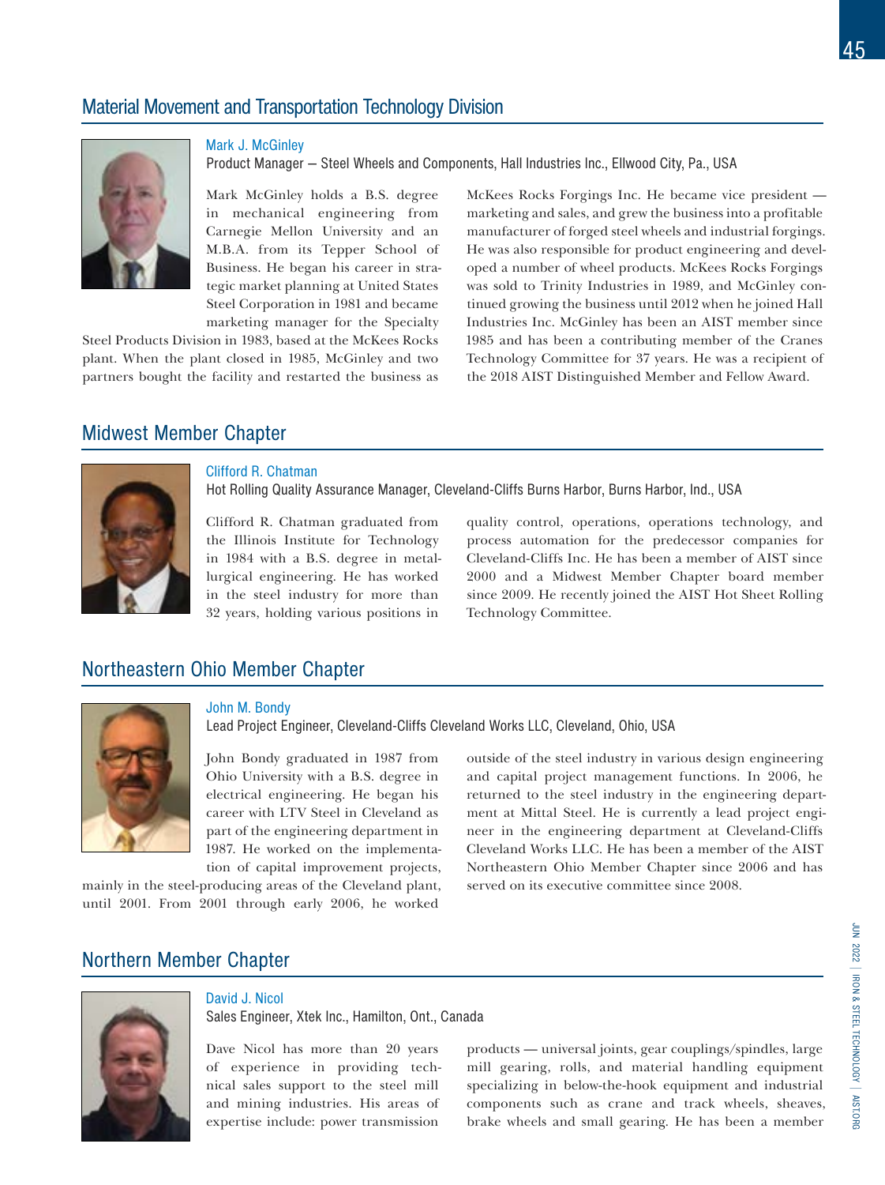## Material Movement and Transportation Technology Division

**Mark J. McGinley**
Product Manager — Steel Wheels and Components, Hall Industries Inc., Ellwood City, Pa., USA

Mark McGinley holds a B.S. degree in mechanical engineering from Carnegie Mellon University and an M.B.A. from its Tepper School of Business. He began his career in strategic market planning at United States Steel Corporation in 1981 and became marketing manager for the Specialty Steel Products Division in 1983, based at the McKees Rocks plant. When the plant closed in 1985, McGinley and two partners bought the facility and restarted the business as McKees Rocks Forgings Inc. He became vice president — marketing and sales, and grew the business into a profitable manufacturer of forged steel wheels and industrial forgings. He was also responsible for product engineering and developed a number of wheel products. McKees Rocks Forgings was sold to Trinity Industries in 1989, and McGinley continued growing the business until 2012 when he joined Hall Industries Inc. McGinley has been an AIST member since 1985 and has been a contributing member of the Cranes Technology Committee for 37 years. He was a recipient of the 2018 AIST Distinguished Member and Fellow Award.

## Midwest Member Chapter

**Clifford R. Chatman**
Hot Rolling Quality Assurance Manager, Cleveland-Cliffs Burns Harbor, Burns Harbor, Ind., USA

Clifford R. Chatman graduated from the Illinois Institute for Technology in 1984 with a B.S. degree in metallurgical engineering. He has worked in the steel industry for more than 32 years, holding various positions in quality control, operations, operations technology, and process automation for the predecessor companies for Cleveland-Cliffs Inc. He has been a member of AIST since 2000 and a Midwest Member Chapter board member since 2009. He recently joined the AIST Hot Sheet Rolling Technology Committee.

## Northeastern Ohio Member Chapter

**John M. Bondy**
Lead Project Engineer, Cleveland-Cliffs Cleveland Works LLC, Cleveland, Ohio, USA

John Bondy graduated in 1987 from Ohio University with a B.S. degree in electrical engineering. He began his career with LTV Steel in Cleveland as part of the engineering department in 1987. He worked on the implementation of capital improvement projects, mainly in the steel-producing areas of the Cleveland plant, until 2001. From 2001 through early 2006, he worked outside of the steel industry in various design engineering and capital project management functions. In 2006, he returned to the steel industry in the engineering department at Mittal Steel. He is currently a lead project engineer in the engineering department at Cleveland-Cliffs Cleveland Works LLC. He has been a member of the AIST Northeastern Ohio Member Chapter since 2006 and has served on its executive committee since 2008.

## Northern Member Chapter

**David J. Nicol**
Sales Engineer, Xtek Inc., Hamilton, Ont., Canada

Dave Nicol has more than 20 years of experience in providing technical sales support to the steel mill and mining industries. His areas of expertise include: power transmission products — universal joints, gear couplings/spindles, large mill gearing, rolls, and material handling equipment specializing in below-the-hook equipment and industrial components such as crane and track wheels, sheaves, brake wheels and small gearing. He has been a member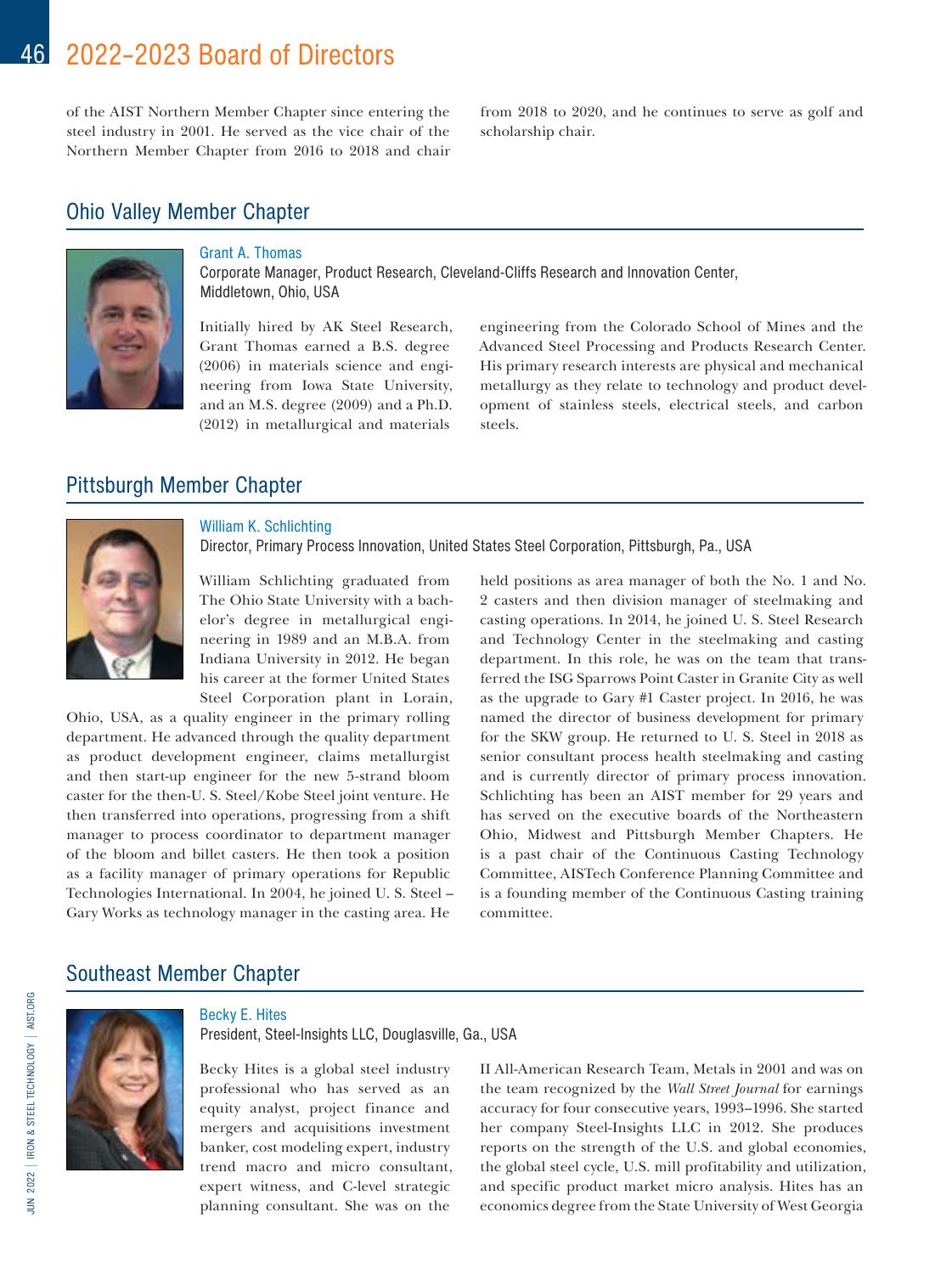of the AIST Northern Member Chapter since entering the steel industry in 2001. He served as the vice chair of the Northern Member Chapter from 2016 to 2018 and chair from 2018 to 2020, and he continues to serve as golf and scholarship chair.

## Ohio Valley Member Chapter

### Grant A. Thomas

Corporate Manager, Product Research, Cleveland-Cliffs Research and Innovation Center, Middletown, Ohio, USA

Initially hired by AK Steel Research, Grant Thomas earned a B.S. degree (2006) in materials science and engineering from Iowa State University, and an M.S. degree (2009) and a Ph.D. (2012) in metallurgical and materials engineering from the Colorado School of Mines and the Advanced Steel Processing and Products Research Center. His primary research interests are physical and mechanical metallurgy as they relate to technology and product development of stainless steels, electrical steels, and carbon steels.

## Pittsburgh Member Chapter

### William K. Schlichting

Director, Primary Process Innovation, United States Steel Corporation, Pittsburgh, Pa., USA

William Schlichting graduated from The Ohio State University with a bachelor's degree in metallurgical engineering in 1989 and an M.B.A. from Indiana University in 2012. He began his career at the former United States Steel Corporation plant in Lorain, Ohio, USA, as a quality engineer in the primary rolling department. He advanced through the quality department as product development engineer, claims metallurgist and then start-up engineer for the new 5-strand bloom caster for the then-U. S. Steel/Kobe Steel joint venture. He then transferred into operations, progressing from a shift manager to process coordinator to department manager of the bloom and billet casters. He then took a position as a facility manager of primary operations for Republic Technologies International. In 2004, he joined U. S. Steel – Gary Works as technology manager in the casting area. He held positions as area manager of both the No. 1 and No. 2 casters and then division manager of steelmaking and casting operations. In 2014, he joined U. S. Steel Research and Technology Center in the steelmaking and casting department. In this role, he was on the team that transferred the ISG Sparrows Point Caster in Granite City as well as the upgrade to Gary #1 Caster project. In 2016, he was named the director of business development for primary for the SKW group. He returned to U. S. Steel in 2018 as senior consultant process health steelmaking and casting and is currently director of primary process innovation. Schlichting has been an AIST member for 29 years and has served on the executive boards of the Northeastern Ohio, Midwest and Pittsburgh Member Chapters. He is a past chair of the Continuous Casting Technology Committee, AISTech Conference Planning Committee and is a founding member of the Continuous Casting training committee.

## Southeast Member Chapter

### Becky E. Hites

President, Steel-Insights LLC, Douglasville, Ga., USA

Becky Hites is a global steel industry professional who has served as an equity analyst, project finance and mergers and acquisitions investment banker, cost modeling expert, industry trend macro and micro consultant, expert witness, and C-level strategic planning consultant. She was on the II All-American Research Team, Metals in 2001 and was on the team recognized by the *Wall Street Journal* for earnings accuracy for four consecutive years, 1993–1996. She started her company Steel-Insights LLC in 2012. She produces reports on the strength of the U.S. and global economies, the global steel cycle, U.S. mill profitability and utilization, and specific product market micro analysis. Hites has an economics degree from the State University of West Georgia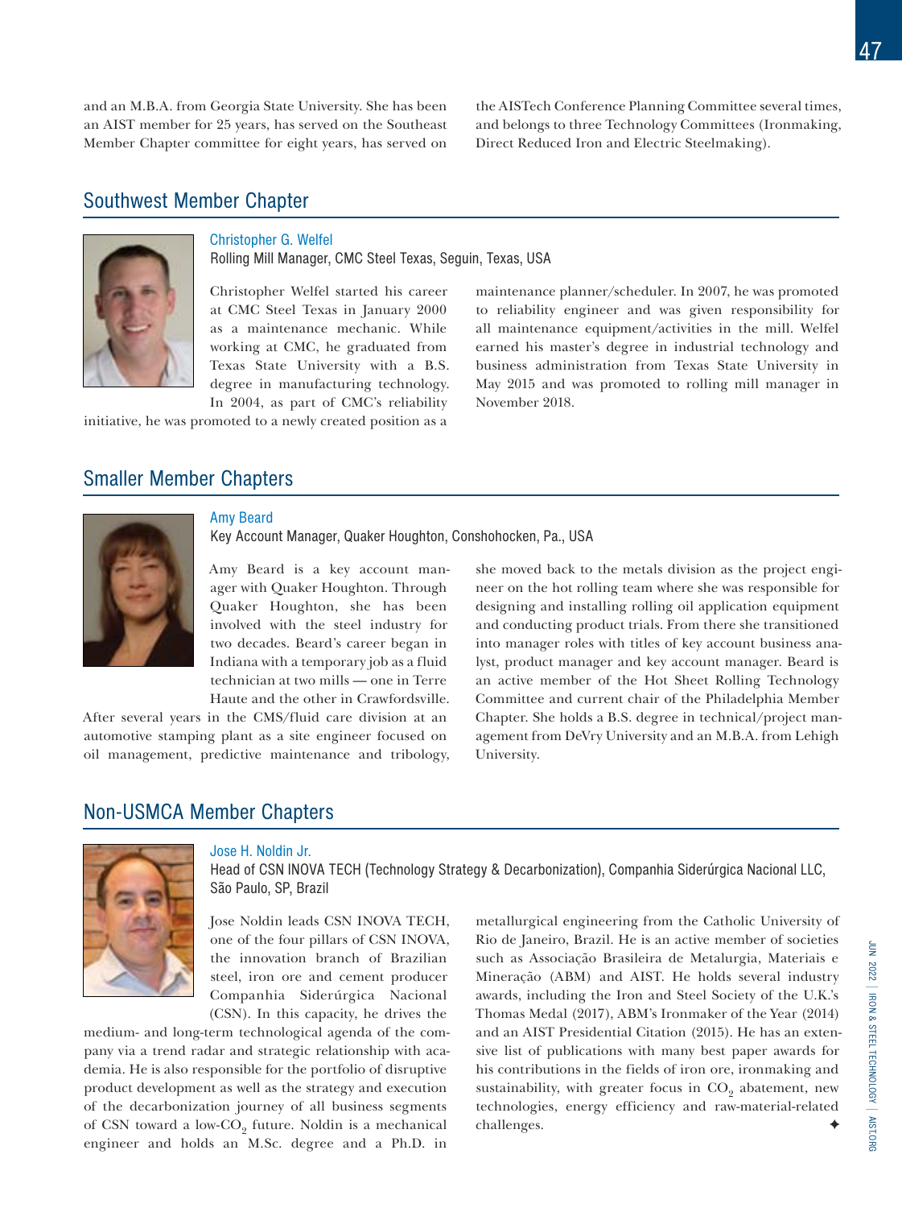and an M.B.A. from Georgia State University. She has been an AIST member for 25 years, has served on the Southeast Member Chapter committee for eight years, has served on the AISTech Conference Planning Committee several times, and belongs to three Technology Committees (Ironmaking, Direct Reduced Iron and Electric Steelmaking).

## Southwest Member Chapter

### Christopher G. Welfel

Rolling Mill Manager, CMC Steel Texas, Seguin, Texas, USA

Christopher Welfel started his career at CMC Steel Texas in January 2000 as a maintenance mechanic. While working at CMC, he graduated from Texas State University with a B.S. degree in manufacturing technology. In 2004, as part of CMC's reliability initiative, he was promoted to a newly created position as a maintenance planner/scheduler. In 2007, he was promoted to reliability engineer and was given responsibility for all maintenance equipment/activities in the mill. Welfel earned his master's degree in industrial technology and business administration from Texas State University in May 2015 and was promoted to rolling mill manager in November 2018.

## Smaller Member Chapters

### Amy Beard

Key Account Manager, Quaker Houghton, Conshohocken, Pa., USA

Amy Beard is a key account manager with Quaker Houghton. Through Quaker Houghton, she has been involved with the steel industry for two decades. Beard's career began in Indiana with a temporary job as a fluid technician at two mills — one in Terre Haute and the other in Crawfordsville. After several years in the CMS/fluid care division at an automotive stamping plant as a site engineer focused on oil management, predictive maintenance and tribology, she moved back to the metals division as the project engineer on the hot rolling team where she was responsible for designing and installing rolling oil application equipment and conducting product trials. From there she transitioned into manager roles with titles of key account business analyst, product manager and key account manager. Beard is an active member of the Hot Sheet Rolling Technology Committee and current chair of the Philadelphia Member Chapter. She holds a B.S. degree in technical/project management from DeVry University and an M.B.A. from Lehigh University.

## Non-USMCA Member Chapters

### Jose H. Noldin Jr.

Head of CSN INOVA TECH (Technology Strategy & Decarbonization), Companhia Siderúrgica Nacional LLC, São Paulo, SP, Brazil

Jose Noldin leads CSN INOVA TECH, one of the four pillars of CSN INOVA, the innovation branch of Brazilian steel, iron ore and cement producer Companhia Siderúrgica Nacional (CSN). In this capacity, he drives the medium- and long-term technological agenda of the company via a trend radar and strategic relationship with academia. He is also responsible for the portfolio of disruptive product development as well as the strategy and execution of the decarbonization journey of all business segments of CSN toward a low-$CO_2$ future. Noldin is a mechanical engineer and holds an M.Sc. degree and a Ph.D. in metallurgical engineering from the Catholic University of Rio de Janeiro, Brazil. He is an active member of societies such as Associação Brasileira de Metalurgia, Materiais e Mineração (ABM) and AIST. He holds several industry awards, including the Iron and Steel Society of the U.K.'s Thomas Medal (2017), ABM's Ironmaker of the Year (2014) and an AIST Presidential Citation (2015). He has an extensive list of publications with many best paper awards for his contributions in the fields of iron ore, ironmaking and sustainability, with greater focus in $CO_2$ abatement, new technologies, energy efficiency and raw-material-related challenges. ✦